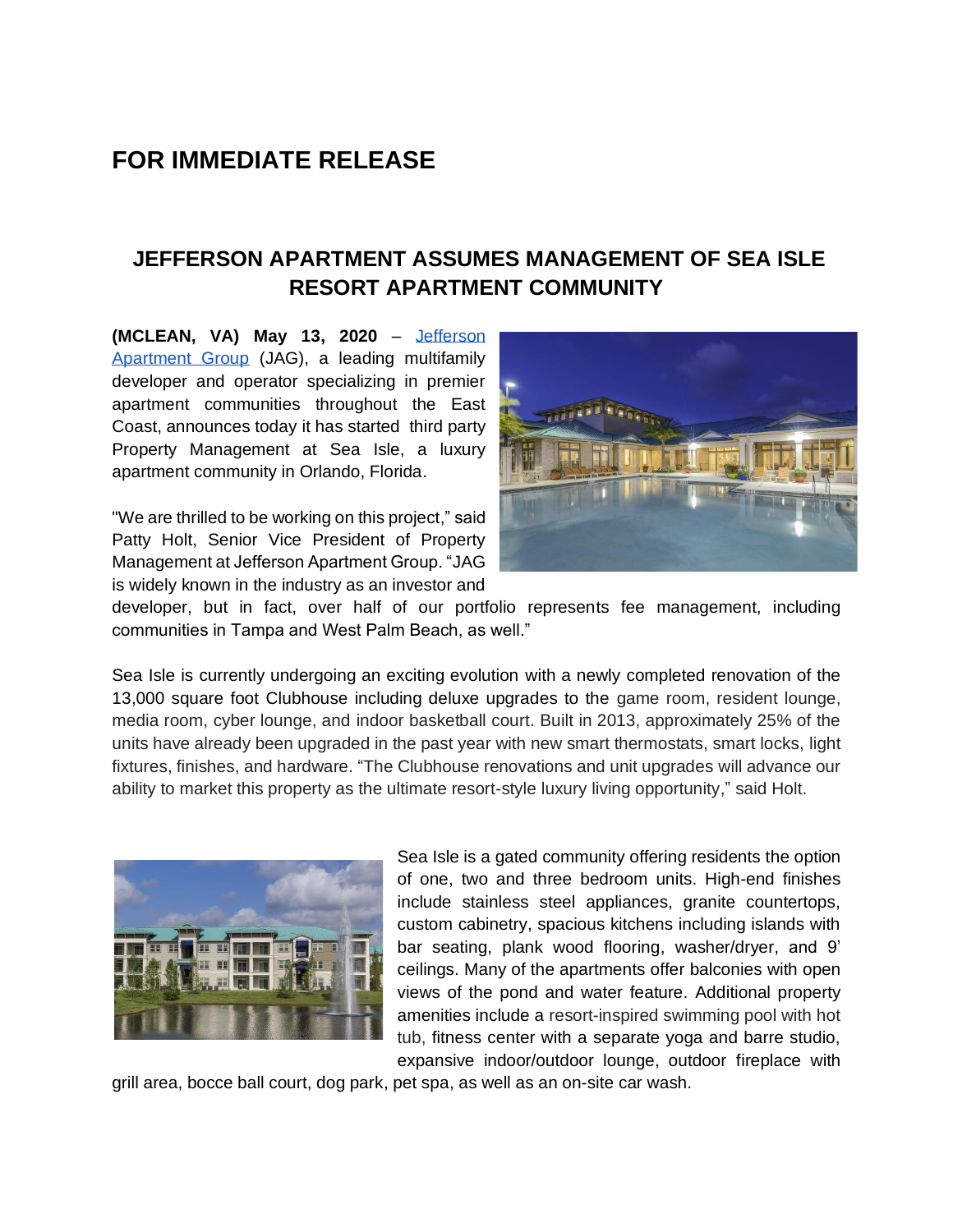# FOR IMMEDIATE RELEASE

## JEFFERSON APARTMENT ASSUMES MANAGEMENT OF SEA ISLE RESORT APARTMENT COMMUNITY

**(MCLEAN, VA) May 13, 2020** – [Jefferson Apartment Group](#) (JAG), a leading multifamily developer and operator specializing in premier apartment communities throughout the East Coast, announces today it has started third party Property Management at Sea Isle, a luxury apartment community in Orlando, Florida.

"We are thrilled to be working on this project," said Patty Holt, Senior Vice President of Property Management at Jefferson Apartment Group. "JAG is widely known in the industry as an investor and developer, but in fact, over half of our portfolio represents fee management, including communities in Tampa and West Palm Beach, as well."

Sea Isle is currently undergoing an exciting evolution with a newly completed renovation of the 13,000 square foot Clubhouse including deluxe upgrades to the game room, resident lounge, media room, cyber lounge, and indoor basketball court. Built in 2013, approximately 25% of the units have already been upgraded in the past year with new smart thermostats, smart locks, light fixtures, finishes, and hardware. "The Clubhouse renovations and unit upgrades will advance our ability to market this property as the ultimate resort-style luxury living opportunity," said Holt.

Sea Isle is a gated community offering residents the option of one, two and three bedroom units. High-end finishes include stainless steel appliances, granite countertops, custom cabinetry, spacious kitchens including islands with bar seating, plank wood flooring, washer/dryer, and 9' ceilings. Many of the apartments offer balconies with open views of the pond and water feature. Additional property amenities include a resort-inspired swimming pool with hot tub, fitness center with a separate yoga and barre studio, expansive indoor/outdoor lounge, outdoor fireplace with grill area, bocce ball court, dog park, pet spa, as well as an on-site car wash.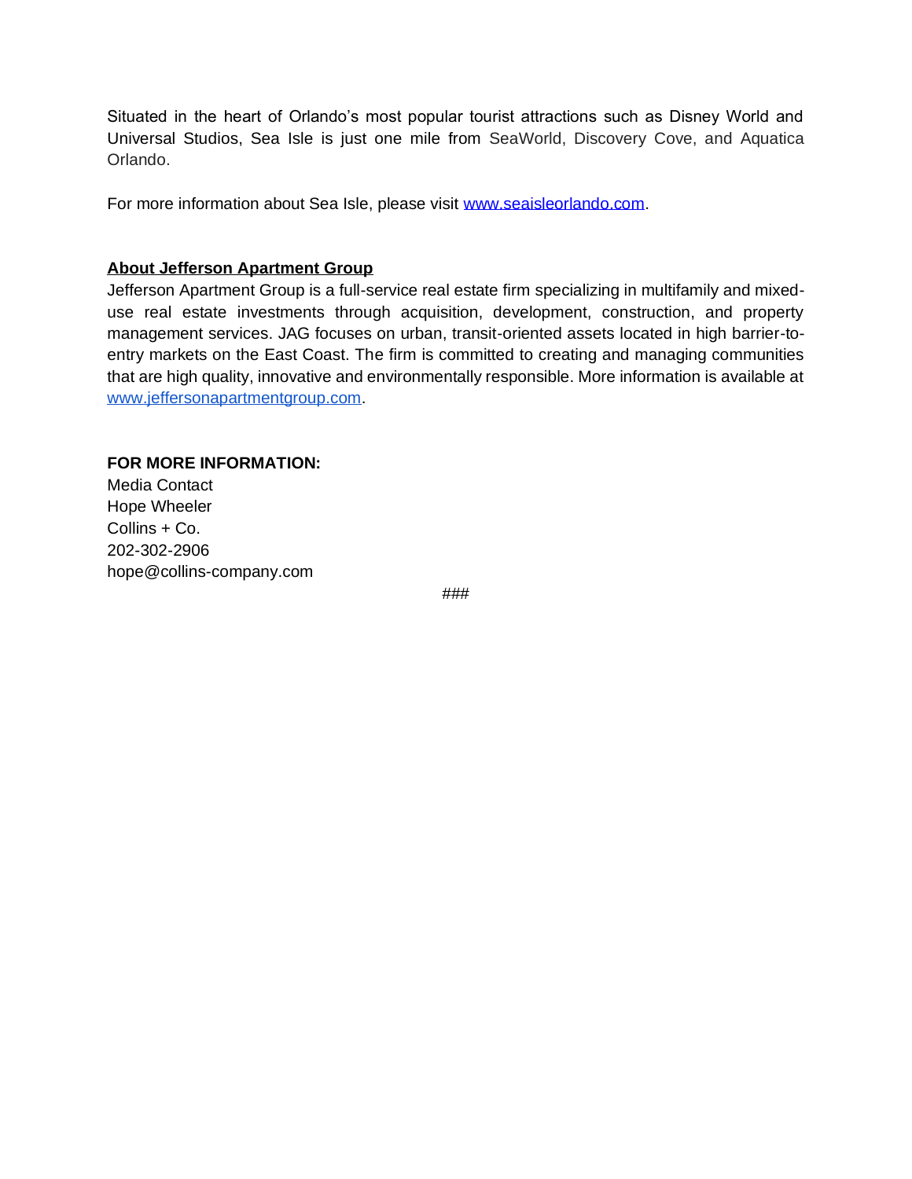Situated in the heart of Orlando's most popular tourist attractions such as Disney World and Universal Studios, Sea Isle is just one mile from SeaWorld, Discovery Cove, and Aquatica Orlando.

For more information about Sea Isle, please visit [www.seaisleorlando.com](http://www.seaisleorlando.com).

## About Jefferson Apartment Group

Jefferson Apartment Group is a full-service real estate firm specializing in multifamily and mixed-use real estate investments through acquisition, development, construction, and property management services. JAG focuses on urban, transit-oriented assets located in high barrier-to-entry markets on the East Coast. The firm is committed to creating and managing communities that are high quality, innovative and environmentally responsible. More information is available at [www.jeffersonapartmentgroup.com](http://www.jeffersonapartmentgroup.com).

**FOR MORE INFORMATION:**
Media Contact
Hope Wheeler
Collins + Co.
202-302-2906
hope@collins-company.com

###